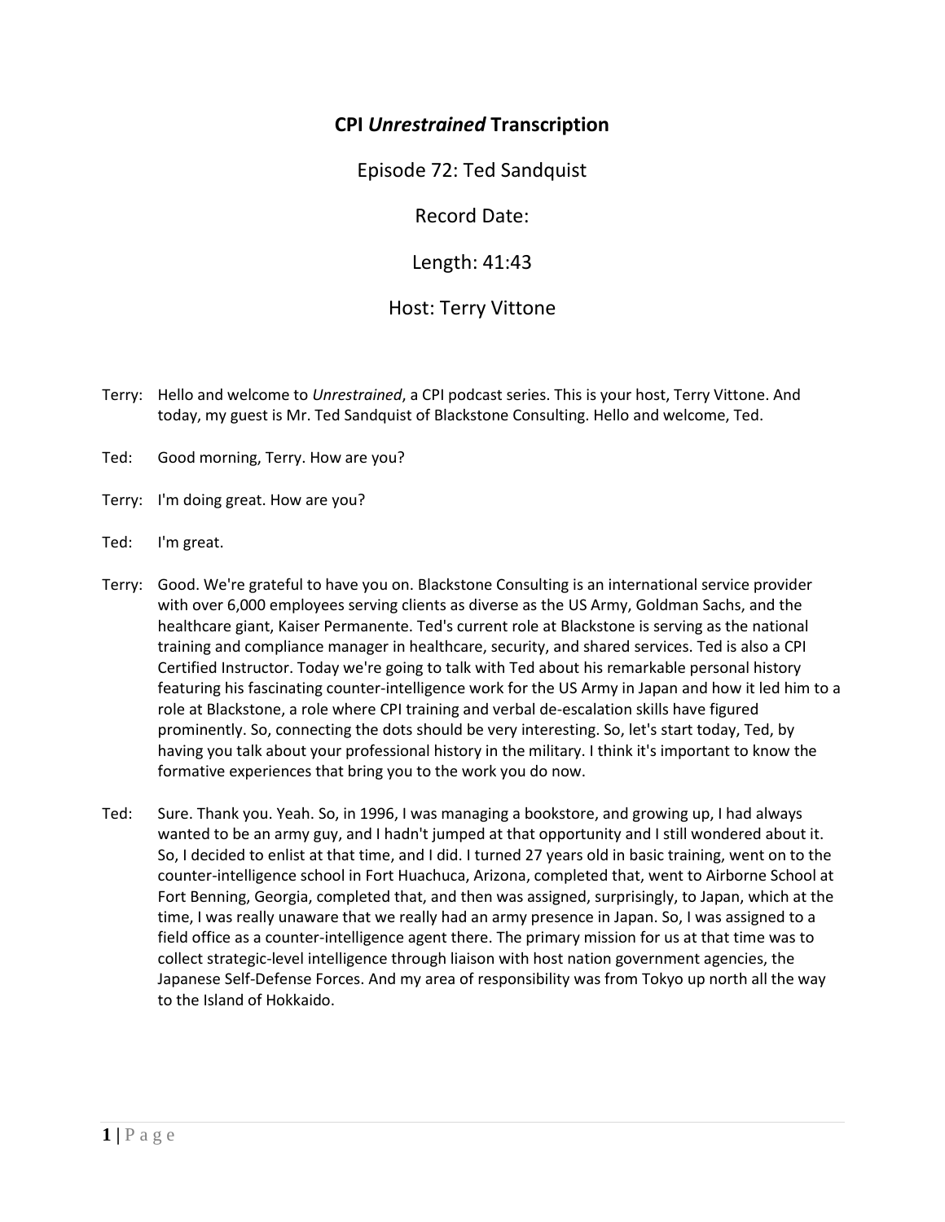# CPI *Unrestrained* Transcription

Episode 72: Ted Sandquist

Record Date:

Length: 41:43

Host: Terry Vittone

Terry: Hello and welcome to *Unrestrained*, a CPI podcast series. This is your host, Terry Vittone. And today, my guest is Mr. Ted Sandquist of Blackstone Consulting. Hello and welcome, Ted.

Ted: Good morning, Terry. How are you?

Terry: I'm doing great. How are you?

Ted: I'm great.

Terry: Good. We're grateful to have you on. Blackstone Consulting is an international service provider with over 6,000 employees serving clients as diverse as the US Army, Goldman Sachs, and the healthcare giant, Kaiser Permanente. Ted's current role at Blackstone is serving as the national training and compliance manager in healthcare, security, and shared services. Ted is also a CPI Certified Instructor. Today we're going to talk with Ted about his remarkable personal history featuring his fascinating counter-intelligence work for the US Army in Japan and how it led him to a role at Blackstone, a role where CPI training and verbal de-escalation skills have figured prominently. So, connecting the dots should be very interesting. So, let's start today, Ted, by having you talk about your professional history in the military. I think it's important to know the formative experiences that bring you to the work you do now.

Ted: Sure. Thank you. Yeah. So, in 1996, I was managing a bookstore, and growing up, I had always wanted to be an army guy, and I hadn't jumped at that opportunity and I still wondered about it. So, I decided to enlist at that time, and I did. I turned 27 years old in basic training, went on to the counter-intelligence school in Fort Huachuca, Arizona, completed that, went to Airborne School at Fort Benning, Georgia, completed that, and then was assigned, surprisingly, to Japan, which at the time, I was really unaware that we really had an army presence in Japan. So, I was assigned to a field office as a counter-intelligence agent there. The primary mission for us at that time was to collect strategic-level intelligence through liaison with host nation government agencies, the Japanese Self-Defense Forces. And my area of responsibility was from Tokyo up north all the way to the Island of Hokkaido.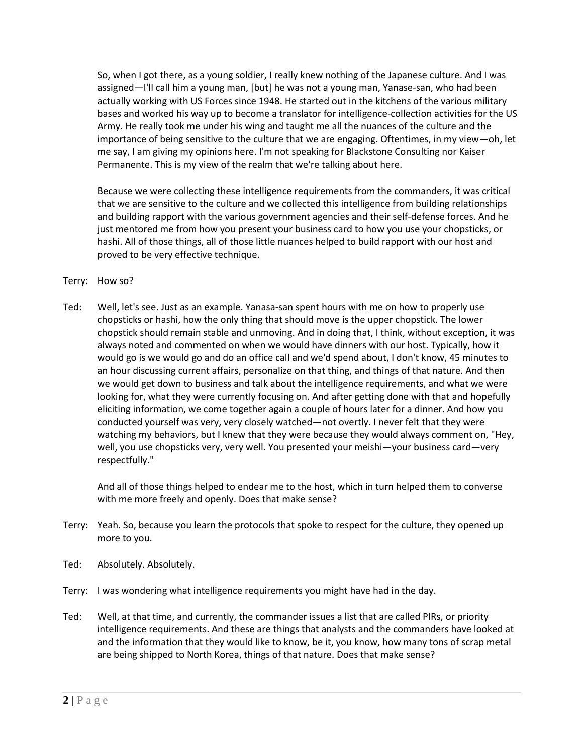So, when I got there, as a young soldier, I really knew nothing of the Japanese culture. And I was assigned—I'll call him a young man, [but] he was not a young man, Yanase-san, who had been actually working with US Forces since 1948. He started out in the kitchens of the various military bases and worked his way up to become a translator for intelligence-collection activities for the US Army. He really took me under his wing and taught me all the nuances of the culture and the importance of being sensitive to the culture that we are engaging. Oftentimes, in my view—oh, let me say, I am giving my opinions here. I'm not speaking for Blackstone Consulting nor Kaiser Permanente. This is my view of the realm that we're talking about here.

Because we were collecting these intelligence requirements from the commanders, it was critical that we are sensitive to the culture and we collected this intelligence from building relationships and building rapport with the various government agencies and their self-defense forces. And he just mentored me from how you present your business card to how you use your chopsticks, or hashi. All of those things, all of those little nuances helped to build rapport with our host and proved to be very effective technique.

Terry: How so?

Ted: Well, let's see. Just as an example. Yanasa-san spent hours with me on how to properly use chopsticks or hashi, how the only thing that should move is the upper chopstick. The lower chopstick should remain stable and unmoving. And in doing that, I think, without exception, it was always noted and commented on when we would have dinners with our host. Typically, how it would go is we would go and do an office call and we'd spend about, I don't know, 45 minutes to an hour discussing current affairs, personalize on that thing, and things of that nature. And then we would get down to business and talk about the intelligence requirements, and what we were looking for, what they were currently focusing on. And after getting done with that and hopefully eliciting information, we come together again a couple of hours later for a dinner. And how you conducted yourself was very, very closely watched—not overtly. I never felt that they were watching my behaviors, but I knew that they were because they would always comment on, "Hey, well, you use chopsticks very, very well. You presented your meishi—your business card—very respectfully."

And all of those things helped to endear me to the host, which in turn helped them to converse with me more freely and openly. Does that make sense?

Terry: Yeah. So, because you learn the protocols that spoke to respect for the culture, they opened up more to you.

Ted: Absolutely. Absolutely.

Terry: I was wondering what intelligence requirements you might have had in the day.

Ted: Well, at that time, and currently, the commander issues a list that are called PIRs, or priority intelligence requirements. And these are things that analysts and the commanders have looked at and the information that they would like to know, be it, you know, how many tons of scrap metal are being shipped to North Korea, things of that nature. Does that make sense?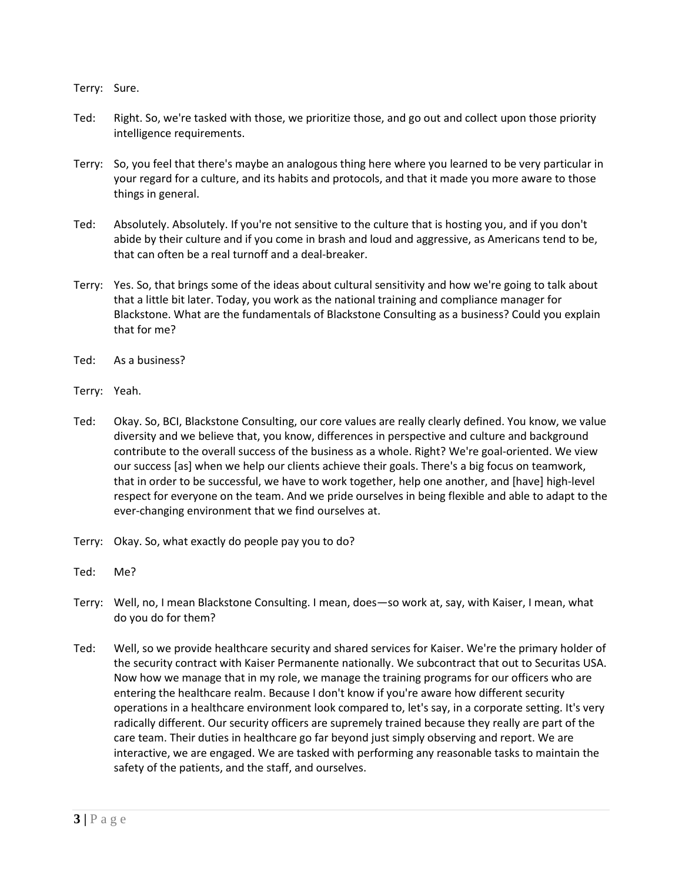Terry: Sure.

Ted: Right. So, we're tasked with those, we prioritize those, and go out and collect upon those priority intelligence requirements.

Terry: So, you feel that there's maybe an analogous thing here where you learned to be very particular in your regard for a culture, and its habits and protocols, and that it made you more aware to those things in general.

Ted: Absolutely. Absolutely. If you're not sensitive to the culture that is hosting you, and if you don't abide by their culture and if you come in brash and loud and aggressive, as Americans tend to be, that can often be a real turnoff and a deal-breaker.

Terry: Yes. So, that brings some of the ideas about cultural sensitivity and how we're going to talk about that a little bit later. Today, you work as the national training and compliance manager for Blackstone. What are the fundamentals of Blackstone Consulting as a business? Could you explain that for me?

Ted: As a business?

Terry: Yeah.

Ted: Okay. So, BCI, Blackstone Consulting, our core values are really clearly defined. You know, we value diversity and we believe that, you know, differences in perspective and culture and background contribute to the overall success of the business as a whole. Right? We're goal-oriented. We view our success [as] when we help our clients achieve their goals. There's a big focus on teamwork, that in order to be successful, we have to work together, help one another, and [have] high-level respect for everyone on the team. And we pride ourselves in being flexible and able to adapt to the ever-changing environment that we find ourselves at.

Terry: Okay. So, what exactly do people pay you to do?

Ted: Me?

Terry: Well, no, I mean Blackstone Consulting. I mean, does—so work at, say, with Kaiser, I mean, what do you do for them?

Ted: Well, so we provide healthcare security and shared services for Kaiser. We're the primary holder of the security contract with Kaiser Permanente nationally. We subcontract that out to Securitas USA. Now how we manage that in my role, we manage the training programs for our officers who are entering the healthcare realm. Because I don't know if you're aware how different security operations in a healthcare environment look compared to, let's say, in a corporate setting. It's very radically different. Our security officers are supremely trained because they really are part of the care team. Their duties in healthcare go far beyond just simply observing and report. We are interactive, we are engaged. We are tasked with performing any reasonable tasks to maintain the safety of the patients, and the staff, and ourselves.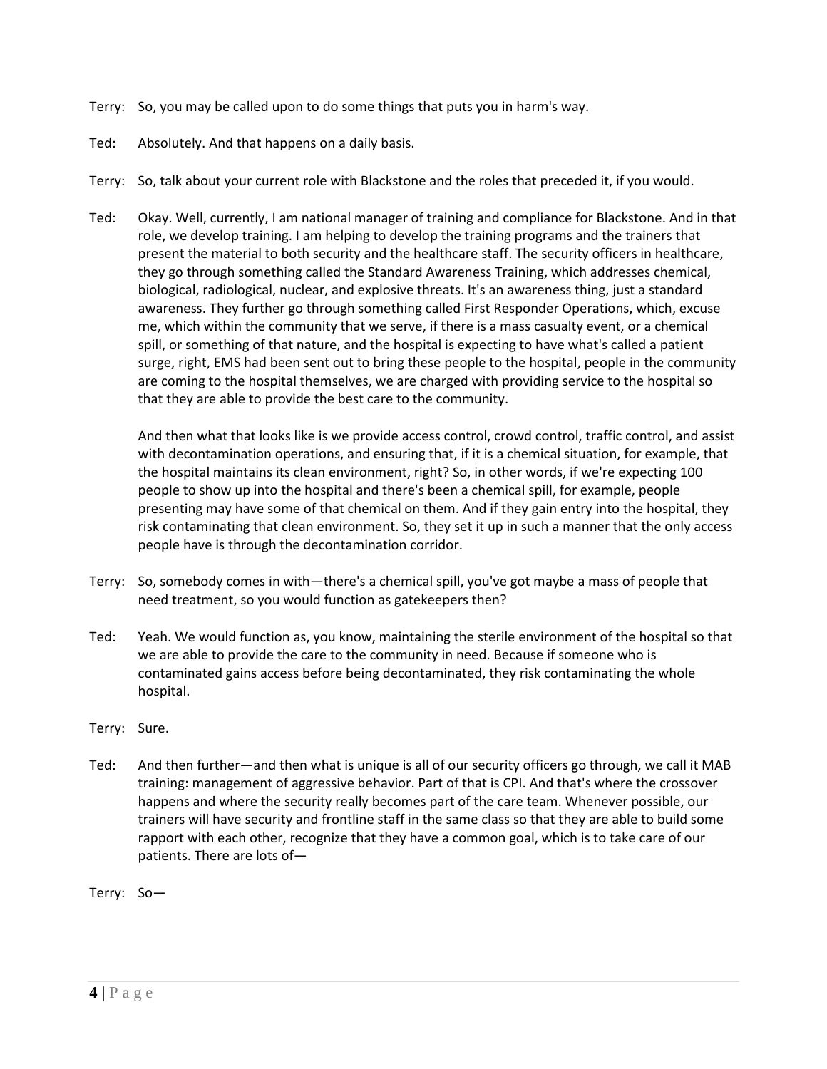Terry: So, you may be called upon to do some things that puts you in harm's way.

Ted: Absolutely. And that happens on a daily basis.

Terry: So, talk about your current role with Blackstone and the roles that preceded it, if you would.

Ted: Okay. Well, currently, I am national manager of training and compliance for Blackstone. And in that role, we develop training. I am helping to develop the training programs and the trainers that present the material to both security and the healthcare staff. The security officers in healthcare, they go through something called the Standard Awareness Training, which addresses chemical, biological, radiological, nuclear, and explosive threats. It's an awareness thing, just a standard awareness. They further go through something called First Responder Operations, which, excuse me, which within the community that we serve, if there is a mass casualty event, or a chemical spill, or something of that nature, and the hospital is expecting to have what's called a patient surge, right, EMS had been sent out to bring these people to the hospital, people in the community are coming to the hospital themselves, we are charged with providing service to the hospital so that they are able to provide the best care to the community.

And then what that looks like is we provide access control, crowd control, traffic control, and assist with decontamination operations, and ensuring that, if it is a chemical situation, for example, that the hospital maintains its clean environment, right? So, in other words, if we're expecting 100 people to show up into the hospital and there's been a chemical spill, for example, people presenting may have some of that chemical on them. And if they gain entry into the hospital, they risk contaminating that clean environment. So, they set it up in such a manner that the only access people have is through the decontamination corridor.

Terry: So, somebody comes in with—there's a chemical spill, you've got maybe a mass of people that need treatment, so you would function as gatekeepers then?

Ted: Yeah. We would function as, you know, maintaining the sterile environment of the hospital so that we are able to provide the care to the community in need. Because if someone who is contaminated gains access before being decontaminated, they risk contaminating the whole hospital.

Terry: Sure.

Ted: And then further—and then what is unique is all of our security officers go through, we call it MAB training: management of aggressive behavior. Part of that is CPI. And that's where the crossover happens and where the security really becomes part of the care team. Whenever possible, our trainers will have security and frontline staff in the same class so that they are able to build some rapport with each other, recognize that they have a common goal, which is to take care of our patients. There are lots of—

Terry: So—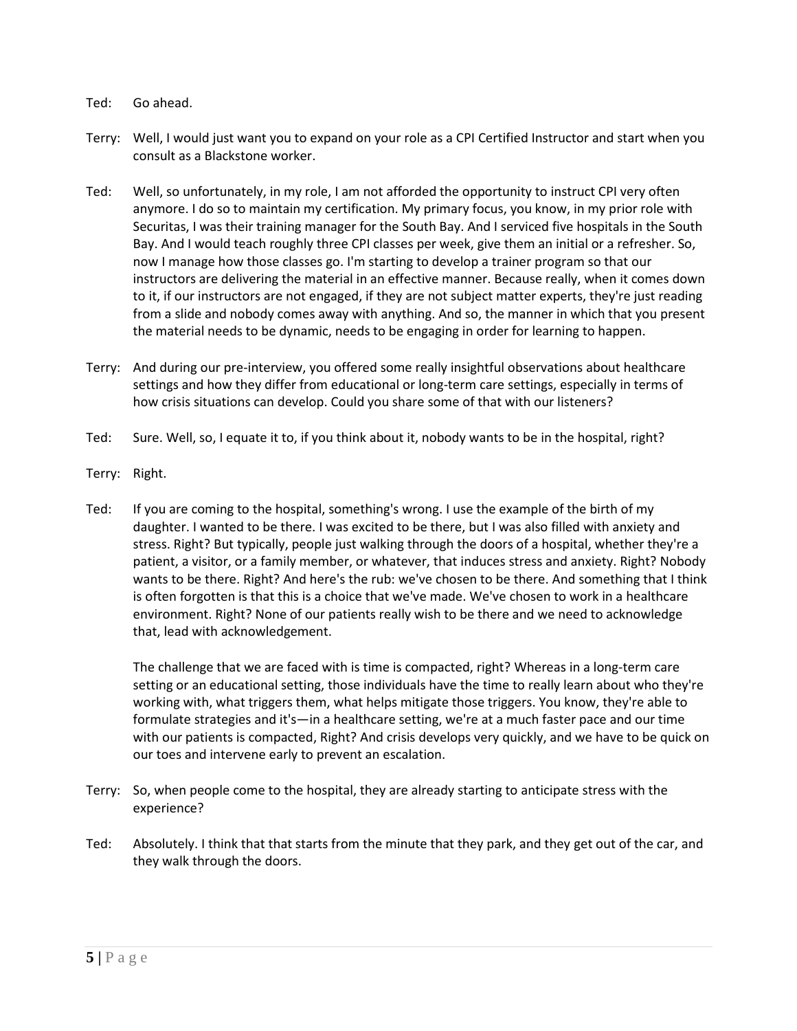Ted: Go ahead.

Terry: Well, I would just want you to expand on your role as a CPI Certified Instructor and start when you consult as a Blackstone worker.

Ted: Well, so unfortunately, in my role, I am not afforded the opportunity to instruct CPI very often anymore. I do so to maintain my certification. My primary focus, you know, in my prior role with Securitas, I was their training manager for the South Bay. And I serviced five hospitals in the South Bay. And I would teach roughly three CPI classes per week, give them an initial or a refresher. So, now I manage how those classes go. I'm starting to develop a trainer program so that our instructors are delivering the material in an effective manner. Because really, when it comes down to it, if our instructors are not engaged, if they are not subject matter experts, they're just reading from a slide and nobody comes away with anything. And so, the manner in which that you present the material needs to be dynamic, needs to be engaging in order for learning to happen.

Terry: And during our pre-interview, you offered some really insightful observations about healthcare settings and how they differ from educational or long-term care settings, especially in terms of how crisis situations can develop. Could you share some of that with our listeners?

Ted: Sure. Well, so, I equate it to, if you think about it, nobody wants to be in the hospital, right?

Terry: Right.

Ted: If you are coming to the hospital, something's wrong. I use the example of the birth of my daughter. I wanted to be there. I was excited to be there, but I was also filled with anxiety and stress. Right? But typically, people just walking through the doors of a hospital, whether they're a patient, a visitor, or a family member, or whatever, that induces stress and anxiety. Right? Nobody wants to be there. Right? And here's the rub: we've chosen to be there. And something that I think is often forgotten is that this is a choice that we've made. We've chosen to work in a healthcare environment. Right? None of our patients really wish to be there and we need to acknowledge that, lead with acknowledgement.

The challenge that we are faced with is time is compacted, right? Whereas in a long-term care setting or an educational setting, those individuals have the time to really learn about who they're working with, what triggers them, what helps mitigate those triggers. You know, they're able to formulate strategies and it's—in a healthcare setting, we're at a much faster pace and our time with our patients is compacted, Right? And crisis develops very quickly, and we have to be quick on our toes and intervene early to prevent an escalation.

Terry: So, when people come to the hospital, they are already starting to anticipate stress with the experience?

Ted: Absolutely. I think that that starts from the minute that they park, and they get out of the car, and they walk through the doors.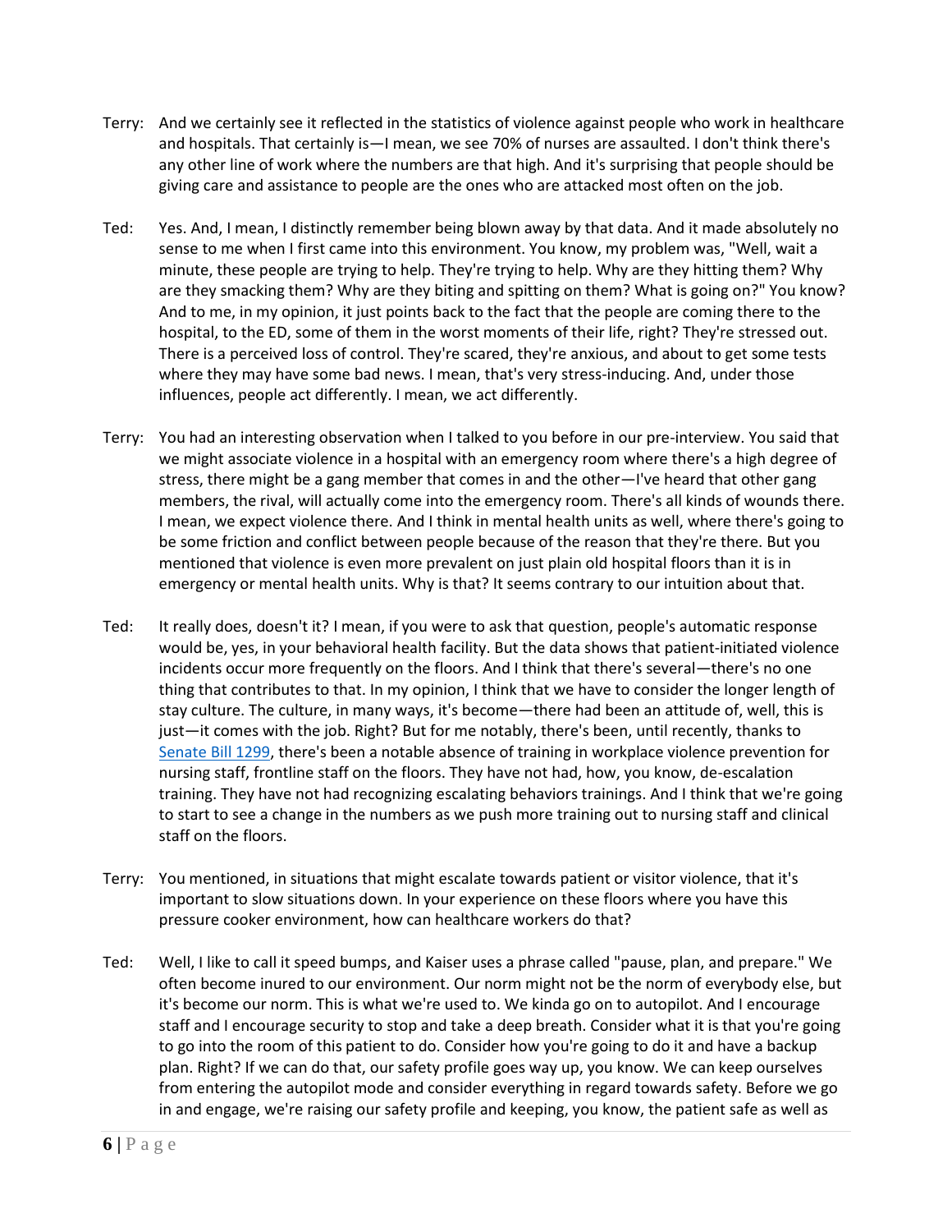Terry: And we certainly see it reflected in the statistics of violence against people who work in healthcare and hospitals. That certainly is—I mean, we see 70% of nurses are assaulted. I don't think there's any other line of work where the numbers are that high. And it's surprising that people should be giving care and assistance to people are the ones who are attacked most often on the job.

Ted: Yes. And, I mean, I distinctly remember being blown away by that data. And it made absolutely no sense to me when I first came into this environment. You know, my problem was, "Well, wait a minute, these people are trying to help. They're trying to help. Why are they hitting them? Why are they smacking them? Why are they biting and spitting on them? What is going on?" You know? And to me, in my opinion, it just points back to the fact that the people are coming there to the hospital, to the ED, some of them in the worst moments of their life, right? They're stressed out. There is a perceived loss of control. They're scared, they're anxious, and about to get some tests where they may have some bad news. I mean, that's very stress-inducing. And, under those influences, people act differently. I mean, we act differently.

Terry: You had an interesting observation when I talked to you before in our pre-interview. You said that we might associate violence in a hospital with an emergency room where there's a high degree of stress, there might be a gang member that comes in and the other—I've heard that other gang members, the rival, will actually come into the emergency room. There's all kinds of wounds there. I mean, we expect violence there. And I think in mental health units as well, where there's going to be some friction and conflict between people because of the reason that they're there. But you mentioned that violence is even more prevalent on just plain old hospital floors than it is in emergency or mental health units. Why is that? It seems contrary to our intuition about that.

Ted: It really does, doesn't it? I mean, if you were to ask that question, people's automatic response would be, yes, in your behavioral health facility. But the data shows that patient-initiated violence incidents occur more frequently on the floors. And I think that there's several—there's no one thing that contributes to that. In my opinion, I think that we have to consider the longer length of stay culture. The culture, in many ways, it's become—there had been an attitude of, well, this is just—it comes with the job. Right? But for me notably, there's been, until recently, thanks to Senate Bill 1299, there's been a notable absence of training in workplace violence prevention for nursing staff, frontline staff on the floors. They have not had, how, you know, de-escalation training. They have not had recognizing escalating behaviors trainings. And I think that we're going to start to see a change in the numbers as we push more training out to nursing staff and clinical staff on the floors.

Terry: You mentioned, in situations that might escalate towards patient or visitor violence, that it's important to slow situations down. In your experience on these floors where you have this pressure cooker environment, how can healthcare workers do that?

Ted: Well, I like to call it speed bumps, and Kaiser uses a phrase called "pause, plan, and prepare." We often become inured to our environment. Our norm might not be the norm of everybody else, but it's become our norm. This is what we're used to. We kinda go on to autopilot. And I encourage staff and I encourage security to stop and take a deep breath. Consider what it is that you're going to go into the room of this patient to do. Consider how you're going to do it and have a backup plan. Right? If we can do that, our safety profile goes way up, you know. We can keep ourselves from entering the autopilot mode and consider everything in regard towards safety. Before we go in and engage, we're raising our safety profile and keeping, you know, the patient safe as well as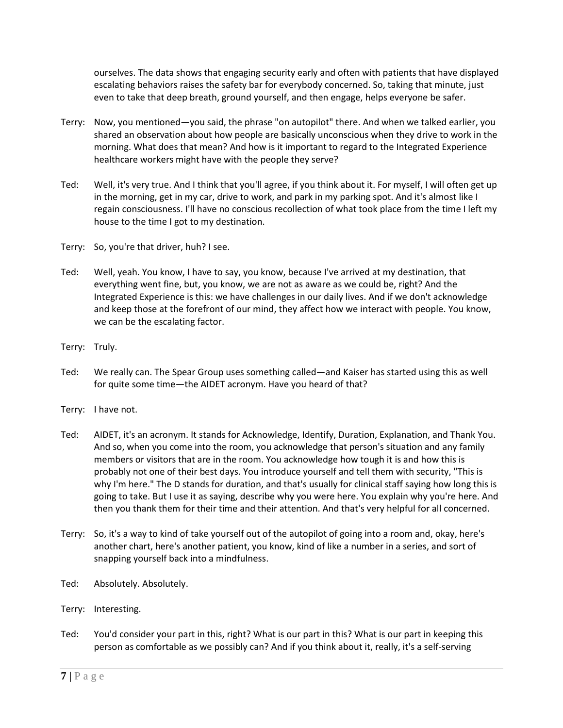ourselves. The data shows that engaging security early and often with patients that have displayed escalating behaviors raises the safety bar for everybody concerned. So, taking that minute, just even to take that deep breath, ground yourself, and then engage, helps everyone be safer.

Terry: Now, you mentioned—you said, the phrase "on autopilot" there. And when we talked earlier, you shared an observation about how people are basically unconscious when they drive to work in the morning. What does that mean? And how is it important to regard to the Integrated Experience healthcare workers might have with the people they serve?

Ted: Well, it's very true. And I think that you'll agree, if you think about it. For myself, I will often get up in the morning, get in my car, drive to work, and park in my parking spot. And it's almost like I regain consciousness. I'll have no conscious recollection of what took place from the time I left my house to the time I got to my destination.

Terry: So, you're that driver, huh? I see.

Ted: Well, yeah. You know, I have to say, you know, because I've arrived at my destination, that everything went fine, but, you know, we are not as aware as we could be, right? And the Integrated Experience is this: we have challenges in our daily lives. And if we don't acknowledge and keep those at the forefront of our mind, they affect how we interact with people. You know, we can be the escalating factor.

Terry: Truly.

Ted: We really can. The Spear Group uses something called—and Kaiser has started using this as well for quite some time—the AIDET acronym. Have you heard of that?

Terry: I have not.

Ted: AIDET, it's an acronym. It stands for Acknowledge, Identify, Duration, Explanation, and Thank You. And so, when you come into the room, you acknowledge that person's situation and any family members or visitors that are in the room. You acknowledge how tough it is and how this is probably not one of their best days. You introduce yourself and tell them with security, "This is why I'm here." The D stands for duration, and that's usually for clinical staff saying how long this is going to take. But I use it as saying, describe why you were here. You explain why you're here. And then you thank them for their time and their attention. And that's very helpful for all concerned.

Terry: So, it's a way to kind of take yourself out of the autopilot of going into a room and, okay, here's another chart, here's another patient, you know, kind of like a number in a series, and sort of snapping yourself back into a mindfulness.

Ted: Absolutely. Absolutely.

Terry: Interesting.

Ted: You'd consider your part in this, right? What is our part in this? What is our part in keeping this person as comfortable as we possibly can? And if you think about it, really, it's a self-serving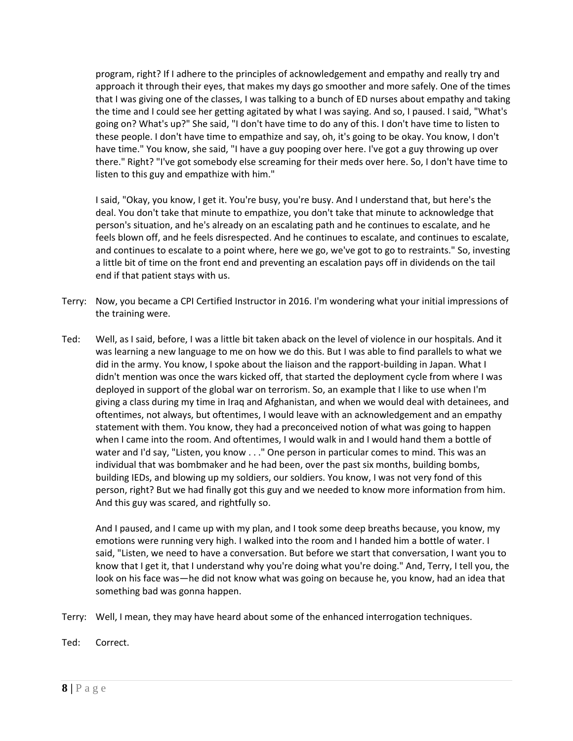program, right? If I adhere to the principles of acknowledgement and empathy and really try and approach it through their eyes, that makes my days go smoother and more safely. One of the times that I was giving one of the classes, I was talking to a bunch of ED nurses about empathy and taking the time and I could see her getting agitated by what I was saying. And so, I paused. I said, "What's going on? What's up?" She said, "I don't have time to do any of this. I don't have time to listen to these people. I don't have time to empathize and say, oh, it's going to be okay. You know, I don't have time." You know, she said, "I have a guy pooping over here. I've got a guy throwing up over there." Right? "I've got somebody else screaming for their meds over here. So, I don't have time to listen to this guy and empathize with him."

I said, "Okay, you know, I get it. You're busy, you're busy. And I understand that, but here's the deal. You don't take that minute to empathize, you don't take that minute to acknowledge that person's situation, and he's already on an escalating path and he continues to escalate, and he feels blown off, and he feels disrespected. And he continues to escalate, and continues to escalate, and continues to escalate to a point where, here we go, we've got to go to restraints." So, investing a little bit of time on the front end and preventing an escalation pays off in dividends on the tail end if that patient stays with us.

Terry: Now, you became a CPI Certified Instructor in 2016. I'm wondering what your initial impressions of the training were.

Ted: Well, as I said, before, I was a little bit taken aback on the level of violence in our hospitals. And it was learning a new language to me on how we do this. But I was able to find parallels to what we did in the army. You know, I spoke about the liaison and the rapport-building in Japan. What I didn't mention was once the wars kicked off, that started the deployment cycle from where I was deployed in support of the global war on terrorism. So, an example that I like to use when I'm giving a class during my time in Iraq and Afghanistan, and when we would deal with detainees, and oftentimes, not always, but oftentimes, I would leave with an acknowledgement and an empathy statement with them. You know, they had a preconceived notion of what was going to happen when I came into the room. And oftentimes, I would walk in and I would hand them a bottle of water and I'd say, "Listen, you know . . ." One person in particular comes to mind. This was an individual that was bombmaker and he had been, over the past six months, building bombs, building IEDs, and blowing up my soldiers, our soldiers. You know, I was not very fond of this person, right? But we had finally got this guy and we needed to know more information from him. And this guy was scared, and rightfully so.

And I paused, and I came up with my plan, and I took some deep breaths because, you know, my emotions were running very high. I walked into the room and I handed him a bottle of water. I said, "Listen, we need to have a conversation. But before we start that conversation, I want you to know that I get it, that I understand why you're doing what you're doing." And, Terry, I tell you, the look on his face was—he did not know what was going on because he, you know, had an idea that something bad was gonna happen.

Terry: Well, I mean, they may have heard about some of the enhanced interrogation techniques.

Ted: Correct.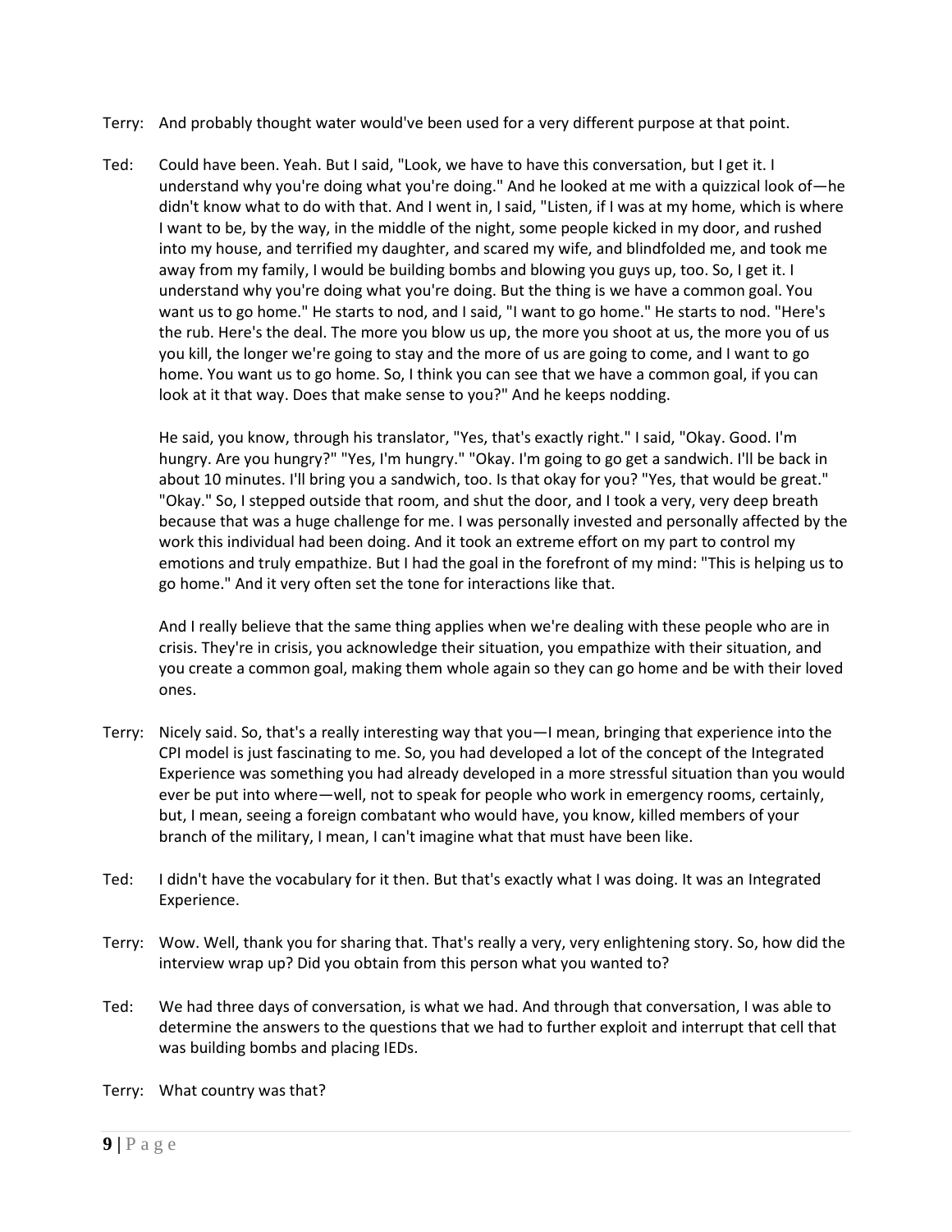Terry: And probably thought water would've been used for a very different purpose at that point.

Ted: Could have been. Yeah. But I said, "Look, we have to have this conversation, but I get it. I understand why you're doing what you're doing." And he looked at me with a quizzical look of—he didn't know what to do with that. And I went in, I said, "Listen, if I was at my home, which is where I want to be, by the way, in the middle of the night, some people kicked in my door, and rushed into my house, and terrified my daughter, and scared my wife, and blindfolded me, and took me away from my family, I would be building bombs and blowing you guys up, too. So, I get it. I understand why you're doing what you're doing. But the thing is we have a common goal. You want us to go home." He starts to nod, and I said, "I want to go home." He starts to nod. "Here's the rub. Here's the deal. The more you blow us up, the more you shoot at us, the more you of us you kill, the longer we're going to stay and the more of us are going to come, and I want to go home. You want us to go home. So, I think you can see that we have a common goal, if you can look at it that way. Does that make sense to you?" And he keeps nodding.

He said, you know, through his translator, "Yes, that's exactly right." I said, "Okay. Good. I'm hungry. Are you hungry?" "Yes, I'm hungry." "Okay. I'm going to go get a sandwich. I'll be back in about 10 minutes. I'll bring you a sandwich, too. Is that okay for you? "Yes, that would be great." "Okay." So, I stepped outside that room, and shut the door, and I took a very, very deep breath because that was a huge challenge for me. I was personally invested and personally affected by the work this individual had been doing. And it took an extreme effort on my part to control my emotions and truly empathize. But I had the goal in the forefront of my mind: "This is helping us to go home." And it very often set the tone for interactions like that.

And I really believe that the same thing applies when we're dealing with these people who are in crisis. They're in crisis, you acknowledge their situation, you empathize with their situation, and you create a common goal, making them whole again so they can go home and be with their loved ones.

Terry: Nicely said. So, that's a really interesting way that you—I mean, bringing that experience into the CPI model is just fascinating to me. So, you had developed a lot of the concept of the Integrated Experience was something you had already developed in a more stressful situation than you would ever be put into where—well, not to speak for people who work in emergency rooms, certainly, but, I mean, seeing a foreign combatant who would have, you know, killed members of your branch of the military, I mean, I can't imagine what that must have been like.

Ted: I didn't have the vocabulary for it then. But that's exactly what I was doing. It was an Integrated Experience.

Terry: Wow. Well, thank you for sharing that. That's really a very, very enlightening story. So, how did the interview wrap up? Did you obtain from this person what you wanted to?

Ted: We had three days of conversation, is what we had. And through that conversation, I was able to determine the answers to the questions that we had to further exploit and interrupt that cell that was building bombs and placing IEDs.

Terry: What country was that?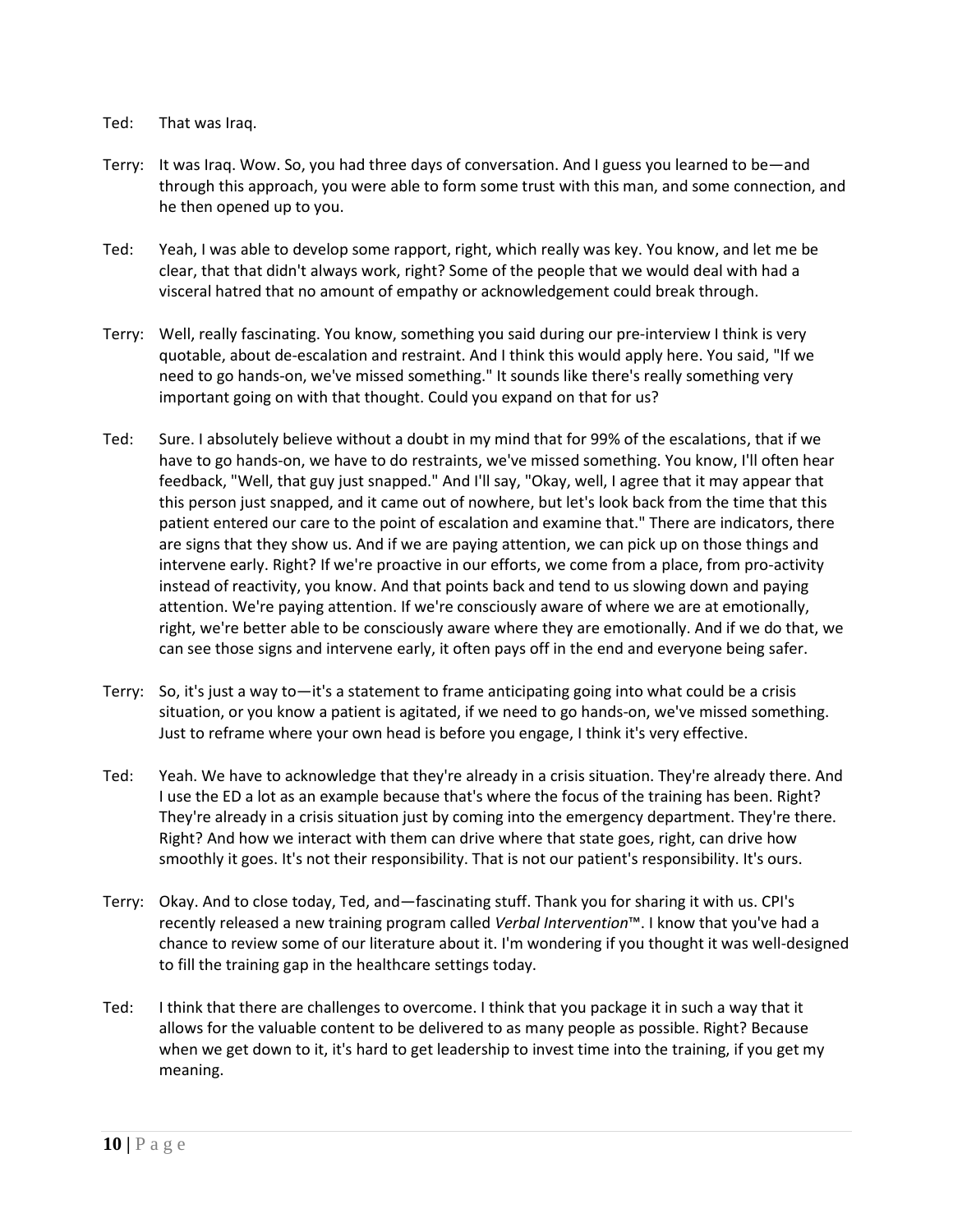Ted: That was Iraq.

Terry: It was Iraq. Wow. So, you had three days of conversation. And I guess you learned to be—and through this approach, you were able to form some trust with this man, and some connection, and he then opened up to you.

Ted: Yeah, I was able to develop some rapport, right, which really was key. You know, and let me be clear, that that didn't always work, right? Some of the people that we would deal with had a visceral hatred that no amount of empathy or acknowledgement could break through.

Terry: Well, really fascinating. You know, something you said during our pre-interview I think is very quotable, about de-escalation and restraint. And I think this would apply here. You said, "If we need to go hands-on, we've missed something." It sounds like there's really something very important going on with that thought. Could you expand on that for us?

Ted: Sure. I absolutely believe without a doubt in my mind that for 99% of the escalations, that if we have to go hands-on, we have to do restraints, we've missed something. You know, I'll often hear feedback, "Well, that guy just snapped." And I'll say, "Okay, well, I agree that it may appear that this person just snapped, and it came out of nowhere, but let's look back from the time that this patient entered our care to the point of escalation and examine that." There are indicators, there are signs that they show us. And if we are paying attention, we can pick up on those things and intervene early. Right? If we're proactive in our efforts, we come from a place, from pro-activity instead of reactivity, you know. And that points back and tend to us slowing down and paying attention. We're paying attention. If we're consciously aware of where we are at emotionally, right, we're better able to be consciously aware where they are emotionally. And if we do that, we can see those signs and intervene early, it often pays off in the end and everyone being safer.

Terry: So, it's just a way to—it's a statement to frame anticipating going into what could be a crisis situation, or you know a patient is agitated, if we need to go hands-on, we've missed something. Just to reframe where your own head is before you engage, I think it's very effective.

Ted: Yeah. We have to acknowledge that they're already in a crisis situation. They're already there. And I use the ED a lot as an example because that's where the focus of the training has been. Right? They're already in a crisis situation just by coming into the emergency department. They're there. Right? And how we interact with them can drive where that state goes, right, can drive how smoothly it goes. It's not their responsibility. That is not our patient's responsibility. It's ours.

Terry: Okay. And to close today, Ted, and—fascinating stuff. Thank you for sharing it with us. CPI's recently released a new training program called *Verbal Intervention*™. I know that you've had a chance to review some of our literature about it. I'm wondering if you thought it was well-designed to fill the training gap in the healthcare settings today.

Ted: I think that there are challenges to overcome. I think that you package it in such a way that it allows for the valuable content to be delivered to as many people as possible. Right? Because when we get down to it, it's hard to get leadership to invest time into the training, if you get my meaning.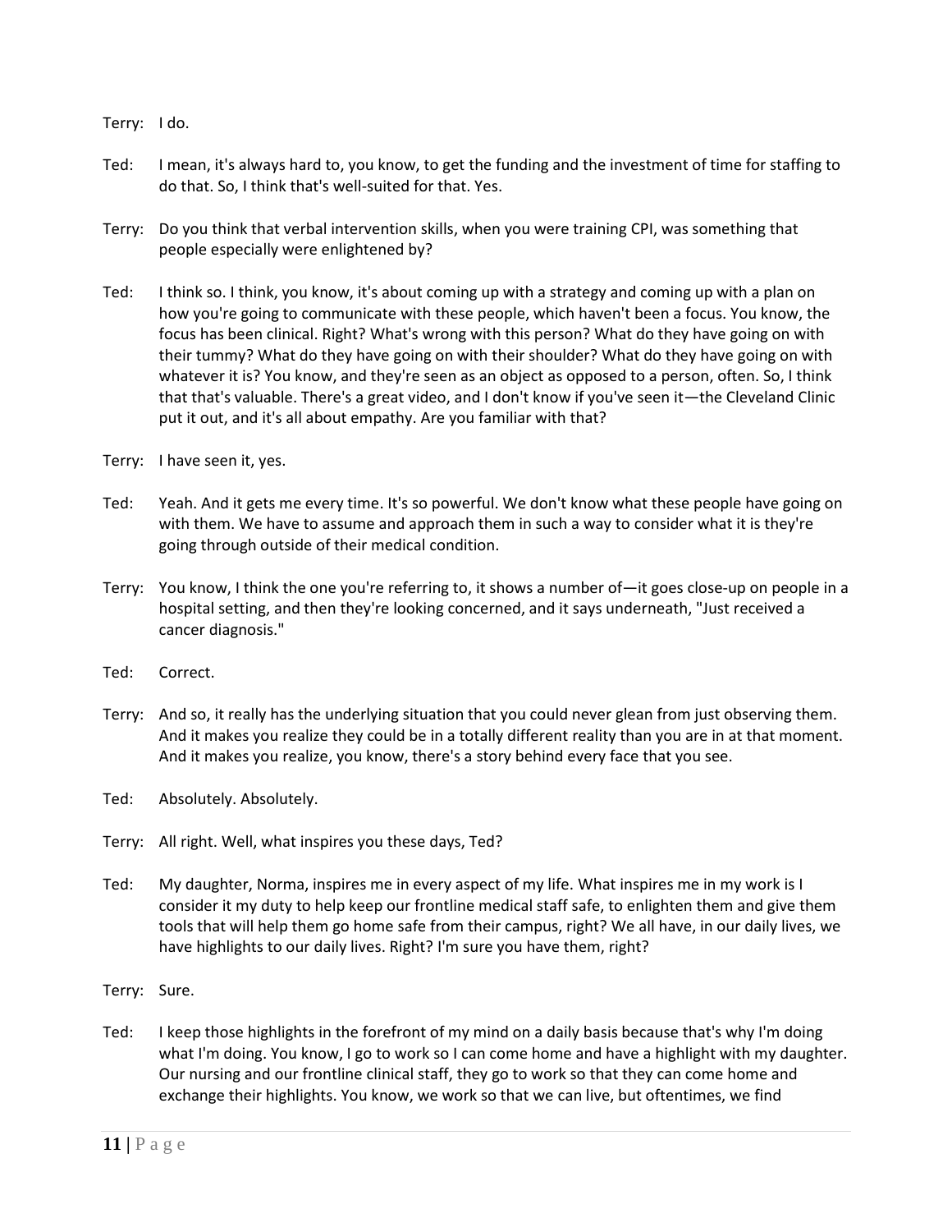Terry: I do.

Ted: I mean, it's always hard to, you know, to get the funding and the investment of time for staffing to do that. So, I think that's well-suited for that. Yes.

Terry: Do you think that verbal intervention skills, when you were training CPI, was something that people especially were enlightened by?

Ted: I think so. I think, you know, it's about coming up with a strategy and coming up with a plan on how you're going to communicate with these people, which haven't been a focus. You know, the focus has been clinical. Right? What's wrong with this person? What do they have going on with their tummy? What do they have going on with their shoulder? What do they have going on with whatever it is? You know, and they're seen as an object as opposed to a person, often. So, I think that that's valuable. There's a great video, and I don't know if you've seen it—the Cleveland Clinic put it out, and it's all about empathy. Are you familiar with that?

Terry: I have seen it, yes.

Ted: Yeah. And it gets me every time. It's so powerful. We don't know what these people have going on with them. We have to assume and approach them in such a way to consider what it is they're going through outside of their medical condition.

Terry: You know, I think the one you're referring to, it shows a number of—it goes close-up on people in a hospital setting, and then they're looking concerned, and it says underneath, "Just received a cancer diagnosis."

Ted: Correct.

Terry: And so, it really has the underlying situation that you could never glean from just observing them. And it makes you realize they could be in a totally different reality than you are in at that moment. And it makes you realize, you know, there's a story behind every face that you see.

Ted: Absolutely. Absolutely.

Terry: All right. Well, what inspires you these days, Ted?

Ted: My daughter, Norma, inspires me in every aspect of my life. What inspires me in my work is I consider it my duty to help keep our frontline medical staff safe, to enlighten them and give them tools that will help them go home safe from their campus, right? We all have, in our daily lives, we have highlights to our daily lives. Right? I'm sure you have them, right?

Terry: Sure.

Ted: I keep those highlights in the forefront of my mind on a daily basis because that's why I'm doing what I'm doing. You know, I go to work so I can come home and have a highlight with my daughter. Our nursing and our frontline clinical staff, they go to work so that they can come home and exchange their highlights. You know, we work so that we can live, but oftentimes, we find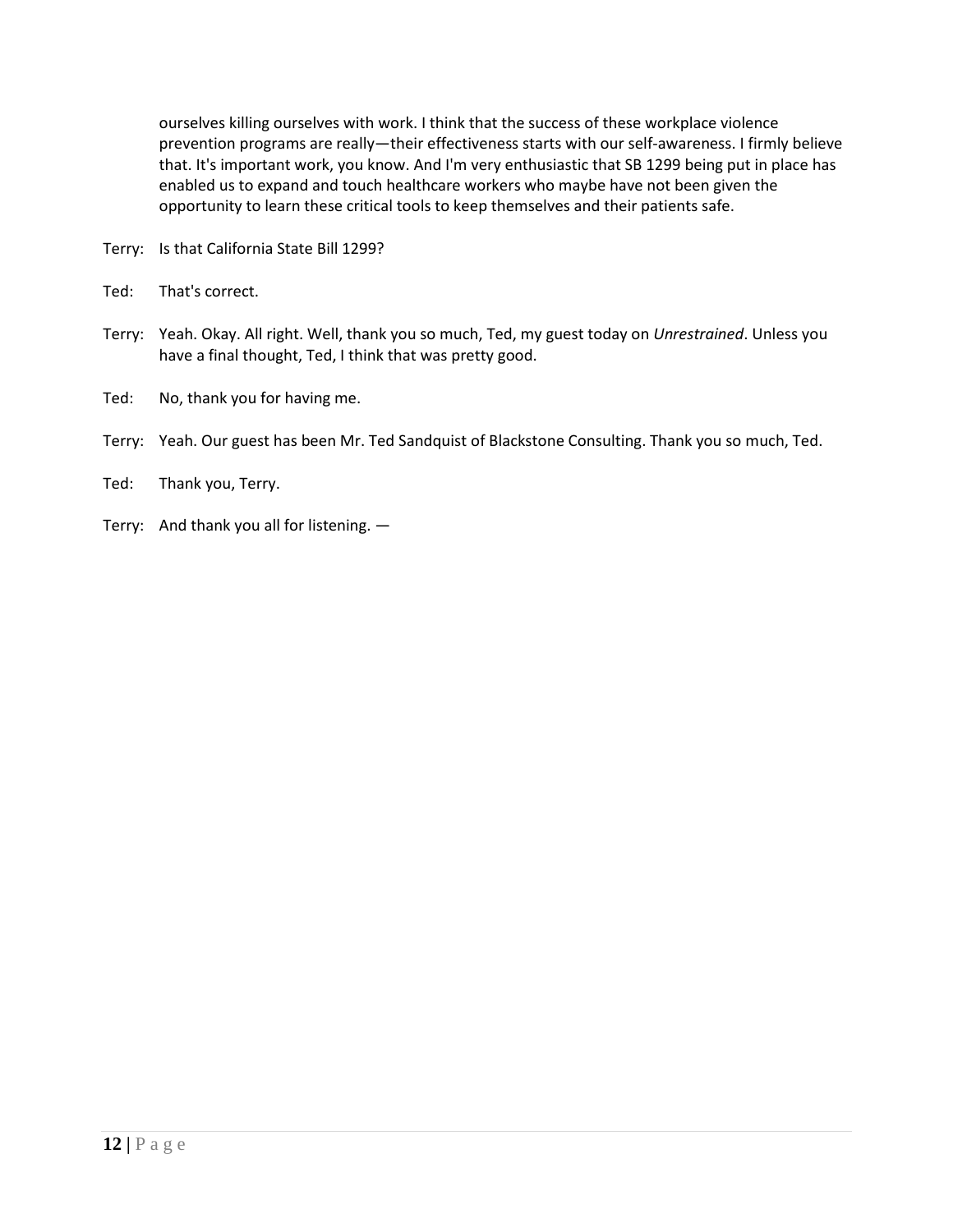ourselves killing ourselves with work. I think that the success of these workplace violence prevention programs are really—their effectiveness starts with our self-awareness. I firmly believe that. It's important work, you know. And I'm very enthusiastic that SB 1299 being put in place has enabled us to expand and touch healthcare workers who maybe have not been given the opportunity to learn these critical tools to keep themselves and their patients safe.

Terry: Is that California State Bill 1299?

Ted: That's correct.

Terry: Yeah. Okay. All right. Well, thank you so much, Ted, my guest today on *Unrestrained*. Unless you have a final thought, Ted, I think that was pretty good.

Ted: No, thank you for having me.

Terry: Yeah. Our guest has been Mr. Ted Sandquist of Blackstone Consulting. Thank you so much, Ted.

Ted: Thank you, Terry.

Terry: And thank you all for listening. —